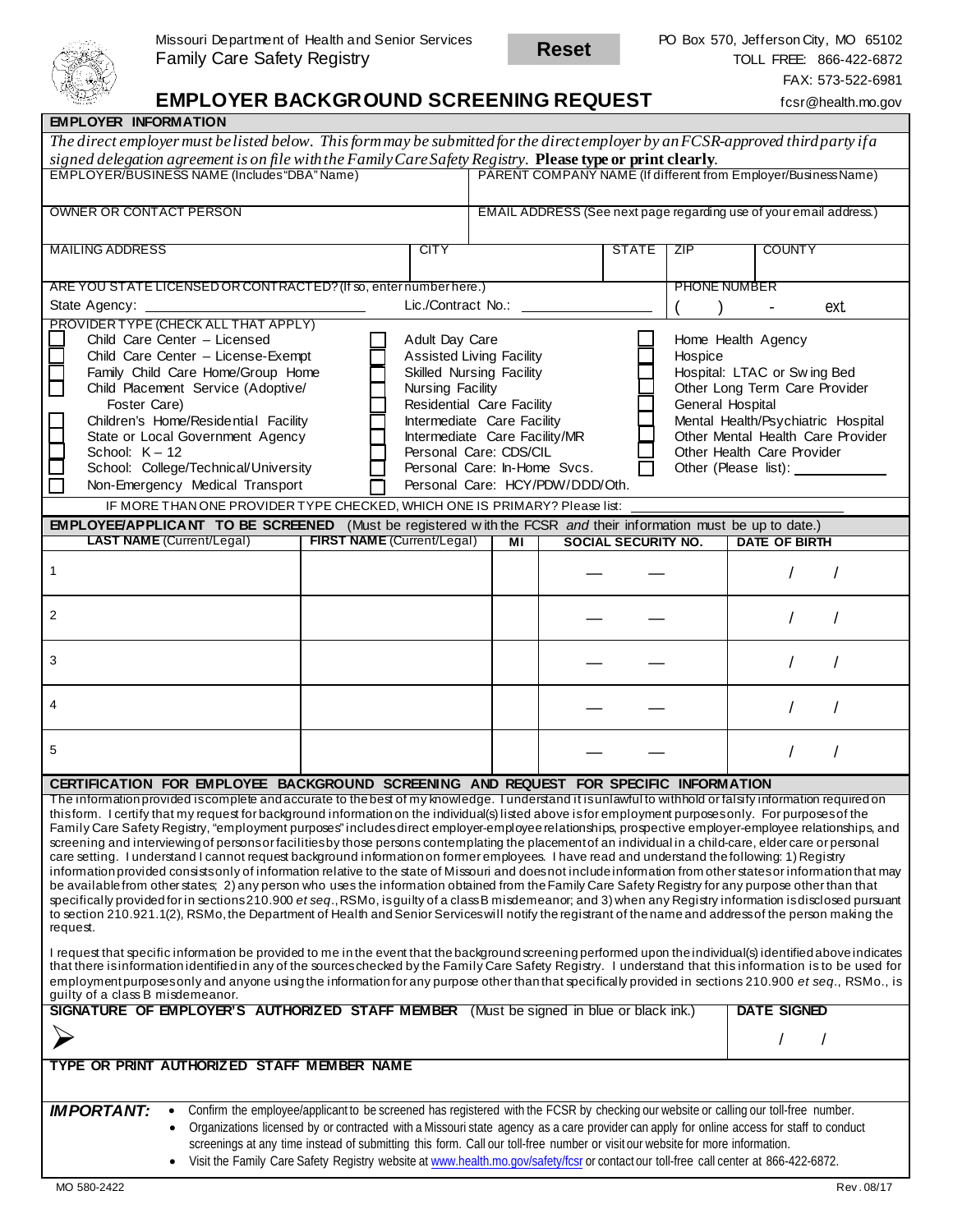Missouri Department of Health and Senior Services
Family Care Safety Registry

Reset

PO Box 570, Jefferson City, MO 65102
TOLL FREE: 866-422-6872
FAX: 573-522-6981
fcsr@health.mo.gov

# EMPLOYER BACKGROUND SCREENING REQUEST

## EMPLOYER INFORMATION

*The direct employer must be listed below. This form may be submitted for the direct employer by an FCSR-approved third party if a signed delegation agreement is on file with the Family Care Safety Registry.* **Please type or print clearly.**

| EMPLOYER/BUSINESS NAME (Includes "DBA" Name) | PARENT COMPANY NAME (If different from Employer/Business Name) |
|---|---|
| | |
| OWNER OR CONTACT PERSON | EMAIL ADDRESS (See next page regarding use of your email address.) |
| | |

| MAILING ADDRESS | CITY | STATE | ZIP | COUNTY |
|---|---|---|---|---|
| | | | | |

ARE YOU STATE LICENSED OR CONTRACTED? (If so, enter number here.)
State Agency: ____________ Lic./Contract No.: ____________

PHONE NUMBER
( ) - ext.

PROVIDER TYPE (CHECK ALL THAT APPLY)

- ☐ Child Care Center – Licensed
- ☐ Child Care Center – License-Exempt
- ☐ Family Child Care Home/Group Home
- ☐ Child Placement Service (Adoptive/ Foster Care)
- ☐ Children's Home/Residential Facility
- ☐ State or Local Government Agency
- ☐ School: K – 12
- ☐ School: College/Technical/University
- ☐ Non-Emergency Medical Transport
- ☐ Adult Day Care
- ☐ Assisted Living Facility
- ☐ Skilled Nursing Facility
- ☐ Nursing Facility
- ☐ Residential Care Facility
- ☐ Intermediate Care Facility
- ☐ Intermediate Care Facility/MR
- ☐ Personal Care: CDS/CIL
- ☐ Personal Care: In-Home Svcs.
- ☐ Personal Care: HCY/PDW/DDD/Oth.
- ☐ Home Health Agency
- ☐ Hospice
- ☐ Hospital: LTAC or Swing Bed
- ☐ Other Long Term Care Provider
- ☐ General Hospital
- ☐ Mental Health/Psychiatric Hospital
- ☐ Other Mental Health Care Provider
- ☐ Other Health Care Provider
- ☐ Other (Please list): ____________

IF MORE THAN ONE PROVIDER TYPE CHECKED, WHICH ONE IS PRIMARY? Please list: ____________

## EMPLOYEE/APPLICANT TO BE SCREENED (Must be registered with the FCSR *and* their information must be up to date.)

| | LAST NAME (Current/Legal) | FIRST NAME (Current/Legal) | MI | SOCIAL SECURITY NO. | DATE OF BIRTH |
|---|---|---|---|---|---|
| 1 | | | | — — | / / |
| 2 | | | | — — | / / |
| 3 | | | | — — | / / |
| 4 | | | | — — | / / |
| 5 | | | | — — | / / |

## CERTIFICATION FOR EMPLOYEE BACKGROUND SCREENING AND REQUEST FOR SPECIFIC INFORMATION

The information provided is complete and accurate to the best of my knowledge. I understand it is unlawful to withhold or falsify information required on this form. I certify that my request for background information on the individual(s) listed above is for employment purposes only. For purposes of the Family Care Safety Registry, "employment purposes" includes direct employer-employee relationships, prospective employer-employee relationships, and screening and interviewing of persons or facilities by those persons contemplating the placement of an individual in a child-care, elder care or personal care setting. I understand I cannot request background information on former employees. I have read and understand the following: 1) Registry information provided consists only of information relative to the state of Missouri and does not include information from other states or information that may be available from other states; 2) any person who uses the information obtained from the Family Care Safety Registry for any purpose other than that specifically provided for in sections 210.900 *et seq*., RSMo, is guilty of a class B misdemeanor; and 3) when any Registry information is disclosed pursuant to section 210.921.1(2), RSMo, the Department of Health and Senior Services will notify the registrant of the name and address of the person making the request.

I request that specific information be provided to me in the event that the background screening performed upon the individual(s) identified above indicates that there is information identified in any of the sources checked by the Family Care Safety Registry. I understand that this information is to be used for employment purposes only and anyone using the information for any purpose other than that specifically provided in sections 210.900 *et seq*., RSMo., is guilty of a class B misdemeanor.

| SIGNATURE OF EMPLOYER'S AUTHORIZED STAFF MEMBER (Must be signed in blue or black ink.) | DATE SIGNED |
|---|---|
| ➢ | / / |

**TYPE OR PRINT AUTHORIZED STAFF MEMBER NAME**

***IMPORTANT:***

- Confirm the employee/applicant to be screened has registered with the FCSR by checking our website or calling our toll-free number.
- Organizations licensed by or contracted with a Missouri state agency as a care provider can apply for online access for staff to conduct screenings at any time instead of submitting this form. Call our toll-free number or visit our website for more information.
- Visit the Family Care Safety Registry website at www.health.mo.gov/safety/fcsr or contact our toll-free call center at 866-422-6872.

MO 580-2422 Rev. 08/17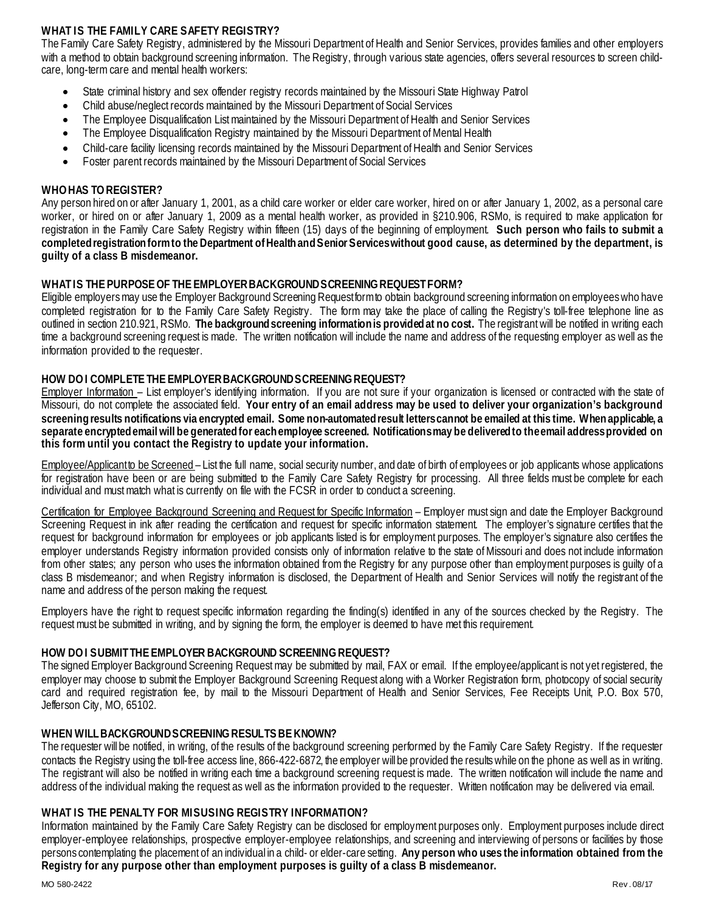## WHAT IS THE FAMILY CARE SAFETY REGISTRY?

The Family Care Safety Registry, administered by the Missouri Department of Health and Senior Services, provides families and other employers with a method to obtain background screening information. The Registry, through various state agencies, offers several resources to screen child-care, long-term care and mental health workers:

- State criminal history and sex offender registry records maintained by the Missouri State Highway Patrol
- Child abuse/neglect records maintained by the Missouri Department of Social Services
- The Employee Disqualification List maintained by the Missouri Department of Health and Senior Services
- The Employee Disqualification Registry maintained by the Missouri Department of Mental Health
- Child-care facility licensing records maintained by the Missouri Department of Health and Senior Services
- Foster parent records maintained by the Missouri Department of Social Services

## WHO HAS TO REGISTER?

Any person hired on or after January 1, 2001, as a child care worker or elder care worker, hired on or after January 1, 2002, as a personal care worker, or hired on or after January 1, 2009 as a mental health worker, as provided in §210.906, RSMo, is required to make application for registration in the Family Care Safety Registry within fifteen (15) days of the beginning of employment. **Such person who fails to submit a completed registration form to the Department of Health and Senior Services without good cause, as determined by the department, is guilty of a class B misdemeanor.**

## WHAT IS THE PURPOSE OF THE EMPLOYER BACKGROUND SCREENING REQUEST FORM?

Eligible employers may use the Employer Background Screening Request form to obtain background screening information on employees who have completed registration for to the Family Care Safety Registry. The form may take the place of calling the Registry's toll-free telephone line as outlined in section 210.921, RSMo. **The background screening information is provided at no cost.** The registrant will be notified in writing each time a background screening request is made. The written notification will include the name and address of the requesting employer as well as the information provided to the requester.

## HOW DO I COMPLETE THE EMPLOYER BACKGROUND SCREENING REQUEST?

Employer Information – List employer's identifying information. If you are not sure if your organization is licensed or contracted with the state of Missouri, do not complete the associated field. **Your entry of an email address may be used to deliver your organization's background screening results notifications via encrypted email. Some non-automated result letters cannot be emailed at this time. When applicable, a separate encrypted email will be generated for each employee screened. Notifications may be delivered to the email address provided on this form until you contact the Registry to update your information.**

Employee/Applicant to be Screened – List the full name, social security number, and date of birth of employees or job applicants whose applications for registration have been or are being submitted to the Family Care Safety Registry for processing. All three fields must be complete for each individual and must match what is currently on file with the FCSR in order to conduct a screening.

Certification for Employee Background Screening and Request for Specific Information – Employer must sign and date the Employer Background Screening Request in ink after reading the certification and request for specific information statement. The employer's signature certifies that the request for background information for employees or job applicants listed is for employment purposes. The employer's signature also certifies the employer understands Registry information provided consists only of information relative to the state of Missouri and does not include information from other states; any person who uses the information obtained from the Registry for any purpose other than employment purposes is guilty of a class B misdemeanor; and when Registry information is disclosed, the Department of Health and Senior Services will notify the registrant of the name and address of the person making the request.

Employers have the right to request specific information regarding the finding(s) identified in any of the sources checked by the Registry. The request must be submitted in writing, and by signing the form, the employer is deemed to have met this requirement.

## HOW DO I SUBMIT THE EMPLOYER BACKGROUND SCREENING REQUEST?

The signed Employer Background Screening Request may be submitted by mail, FAX or email. If the employee/applicant is not yet registered, the employer may choose to submit the Employer Background Screening Request along with a Worker Registration form, photocopy of social security card and required registration fee, by mail to the Missouri Department of Health and Senior Services, Fee Receipts Unit, P.O. Box 570, Jefferson City, MO, 65102.

## WHEN WILL BACKGROUND SCREENING RESULTS BE KNOWN?

The requester will be notified, in writing, of the results of the background screening performed by the Family Care Safety Registry. If the requester contacts the Registry using the toll-free access line, 866-422-6872, the employer will be provided the results while on the phone as well as in writing. The registrant will also be notified in writing each time a background screening request is made. The written notification will include the name and address of the individual making the request as well as the information provided to the requester. Written notification may be delivered via email.

## WHAT IS THE PENALTY FOR MISUSING REGISTRY INFORMATION?

Information maintained by the Family Care Safety Registry can be disclosed for employment purposes only. Employment purposes include direct employer-employee relationships, prospective employer-employee relationships, and screening and interviewing of persons or facilities by those persons contemplating the placement of an individual in a child- or elder-care setting. **Any person who uses the information obtained from the Registry for any purpose other than employment purposes is guilty of a class B misdemeanor.**

MO 580-2422 Rev. 08/17